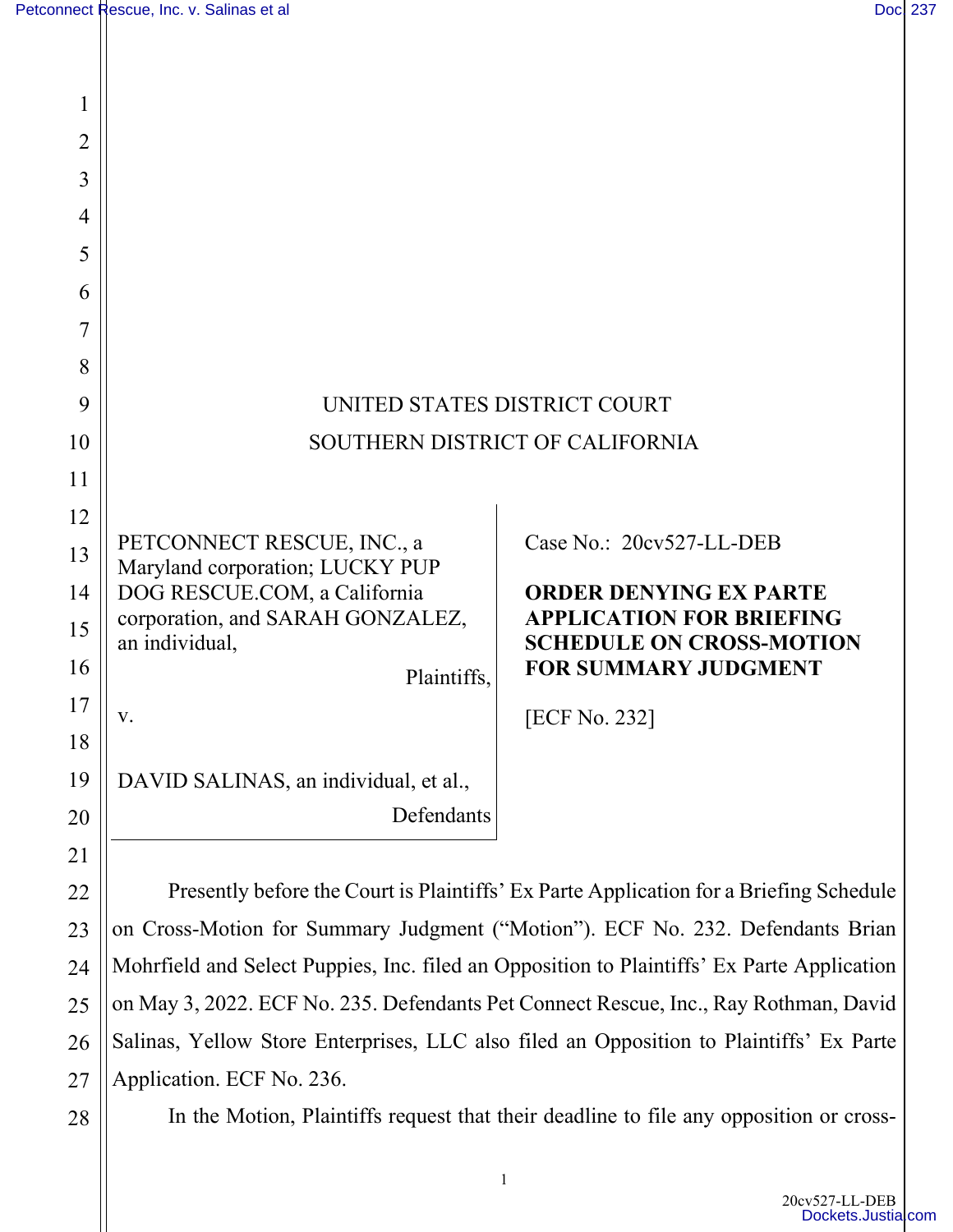UNITED STATES DISTRICT COURT

SOUTHERN DISTRICT OF CALIFORNIA

PETCONNECT RESCUE, INC., a Maryland corporation; LUCKY PUP DOG RESCUE.COM, a California corporation, and SARAH GONZALEZ, an individual,

Plaintiffs,

v.

DAVID SALINAS, an individual, et al.,

Defendants

Case No.: 20cv527-LL-DEB

**ORDER DENYING EX PARTE APPLICATION FOR BRIEFING SCHEDULE ON CROSS-MOTION FOR SUMMARY JUDGMENT**

[ECF No. 232]

Presently before the Court is Plaintiffs' Ex Parte Application for a Briefing Schedule on Cross-Motion for Summary Judgment ("Motion"). ECF No. 232. Defendants Brian Mohrfield and Select Puppies, Inc. filed an Opposition to Plaintiffs' Ex Parte Application on May 3, 2022. ECF No. 235. Defendants Pet Connect Rescue, Inc., Ray Rothman, David Salinas, Yellow Store Enterprises, LLC also filed an Opposition to Plaintiffs' Ex Parte Application. ECF No. 236.

In the Motion, Plaintiffs request that their deadline to file any opposition or cross-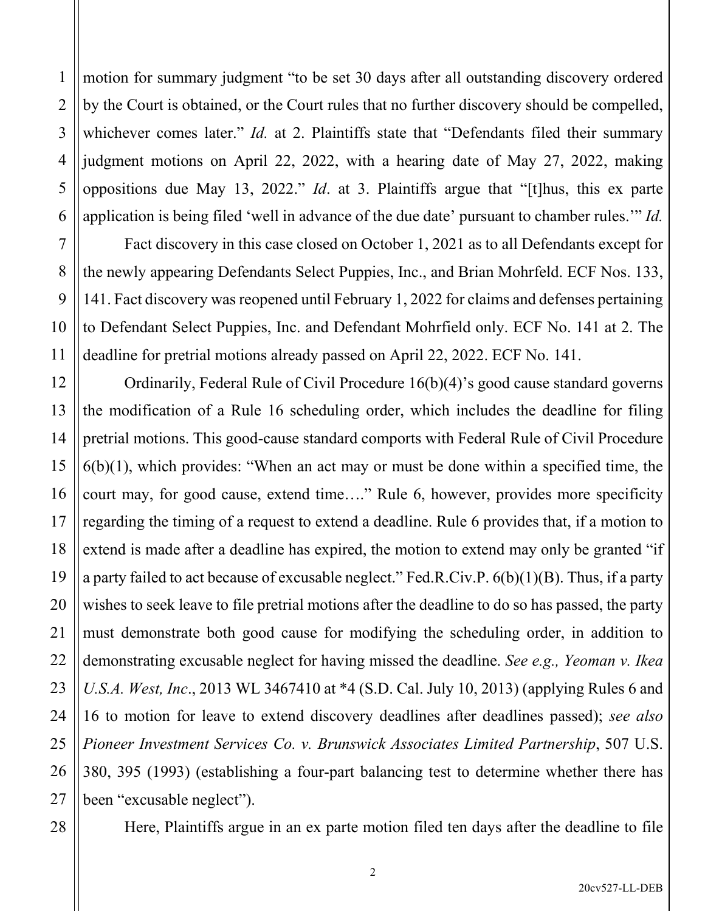motion for summary judgment "to be set 30 days after all outstanding discovery ordered by the Court is obtained, or the Court rules that no further discovery should be compelled, whichever comes later." *Id.* at 2. Plaintiffs state that "Defendants filed their summary judgment motions on April 22, 2022, with a hearing date of May 27, 2022, making oppositions due May 13, 2022." *Id*. at 3. Plaintiffs argue that "[t]hus, this ex parte application is being filed 'well in advance of the due date' pursuant to chamber rules.'" *Id.*

Fact discovery in this case closed on October 1, 2021 as to all Defendants except for the newly appearing Defendants Select Puppies, Inc., and Brian Mohrfeld. ECF Nos. 133, 141. Fact discovery was reopened until February 1, 2022 for claims and defenses pertaining to Defendant Select Puppies, Inc. and Defendant Mohrfield only. ECF No. 141 at 2. The deadline for pretrial motions already passed on April 22, 2022. ECF No. 141.

Ordinarily, Federal Rule of Civil Procedure 16(b)(4)'s good cause standard governs the modification of a Rule 16 scheduling order, which includes the deadline for filing pretrial motions. This good-cause standard comports with Federal Rule of Civil Procedure 6(b)(1), which provides: "When an act may or must be done within a specified time, the court may, for good cause, extend time…." Rule 6, however, provides more specificity regarding the timing of a request to extend a deadline. Rule 6 provides that, if a motion to extend is made after a deadline has expired, the motion to extend may only be granted "if a party failed to act because of excusable neglect." Fed.R.Civ.P. 6(b)(1)(B). Thus, if a party wishes to seek leave to file pretrial motions after the deadline to do so has passed, the party must demonstrate both good cause for modifying the scheduling order, in addition to demonstrating excusable neglect for having missed the deadline. *See e.g., Yeoman v. Ikea U.S.A. West, Inc*., 2013 WL 3467410 at *4 (S.D. Cal. July 10, 2013) (applying Rules 6 and 16 to motion for leave to extend discovery deadlines after deadlines passed); *see also Pioneer Investment Services Co. v. Brunswick Associates Limited Partnership*, 507 U.S. 380, 395 (1993) (establishing a four-part balancing test to determine whether there has been "excusable neglect").

Here, Plaintiffs argue in an ex parte motion filed ten days after the deadline to file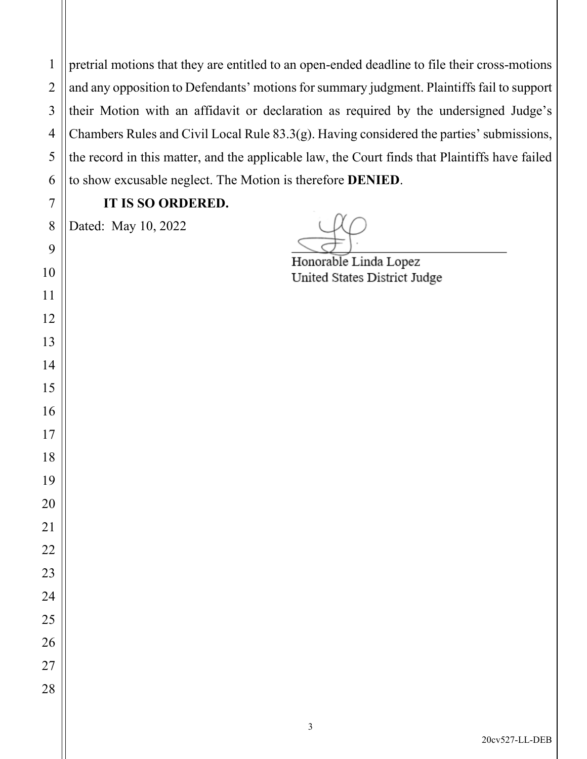pretrial motions that they are entitled to an open-ended deadline to file their cross-motions and any opposition to Defendants' motions for summary judgment. Plaintiffs fail to support their Motion with an affidavit or declaration as required by the undersigned Judge's Chambers Rules and Civil Local Rule 83.3(g). Having considered the parties' submissions, the record in this matter, and the applicable law, the Court finds that Plaintiffs have failed to show excusable neglect. The Motion is therefore **DENIED**.

**IT IS SO ORDERED.**

Dated: May 10, 2022

Honorable Linda Lopez
United States District Judge